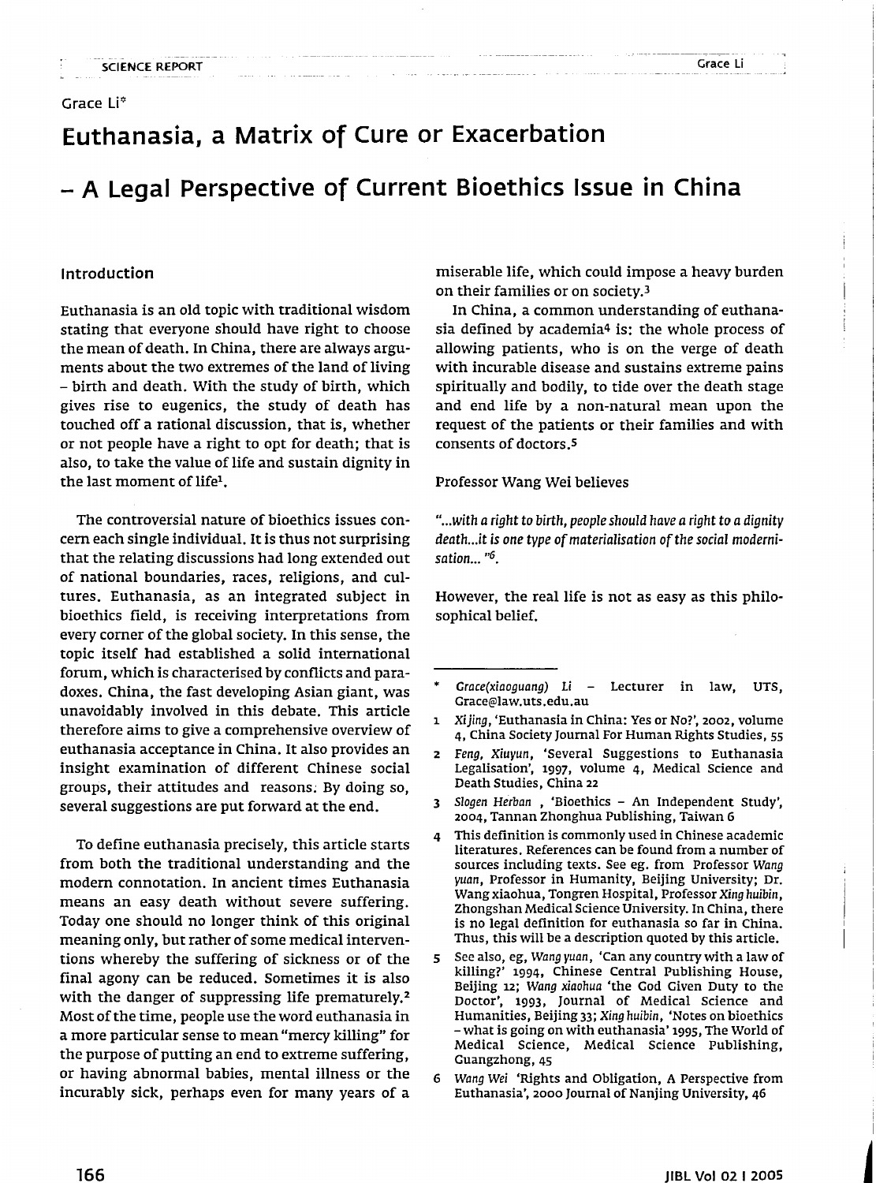Grace Li*

# Euthanasia, a Matrix of Cure or Exacerbation

## – A Legal Perspective of Current Bioethics Issue in China

### Introduction

Euthanasia is an old topic with traditional wisdom stating that everyone should have right to choose the mean of death. In China, there are always arguments about the two extremes of the land of living – birth and death. With the study of birth, which gives rise to eugenics, the study of death has touched off a rational discussion, that is, whether or not people have a right to opt for death; that is also, to take the value of life and sustain dignity in the last moment of life[1].

The controversial nature of bioethics issues concern each single individual. It is thus not surprising that the relating discussions had long extended out of national boundaries, races, religions, and cultures. Euthanasia, as an integrated subject in bioethics field, is receiving interpretations from every corner of the global society. In this sense, the topic itself had established a solid international forum, which is characterised by conflicts and paradoxes. China, the fast developing Asian giant, was unavoidably involved in this debate. This article therefore aims to give a comprehensive overview of euthanasia acceptance in China. It also provides an insight examination of different Chinese social groups, their attitudes and reasons. By doing so, several suggestions are put forward at the end.

To define euthanasia precisely, this article starts from both the traditional understanding and the modern connotation. In ancient times Euthanasia means an easy death without severe suffering. Today one should no longer think of this original meaning only, but rather of some medical interventions whereby the suffering of sickness or of the final agony can be reduced. Sometimes it is also with the danger of suppressing life prematurely.[2] Most of the time, people use the word euthanasia in a more particular sense to mean "mercy killing" for the purpose of putting an end to extreme suffering, or having abnormal babies, mental illness or the incurably sick, perhaps even for many years of a miserable life, which could impose a heavy burden on their families or on society.[3]

In China, a common understanding of euthanasia defined by academia[4] is: the whole process of allowing patients, who is on the verge of death with incurable disease and sustains extreme pains spiritually and bodily, to tide over the death stage and end life by a non-natural mean upon the request of the patients or their families and with consents of doctors.[5]

Professor Wang Wei believes

*"...with a right to birth, people should have a right to a dignity death...it is one type of materialisation of the social modernisation... "[6].*

However, the real life is not as easy as this philosophical belief.

---

\* Grace(xiaoguang) Li – Lecturer in law, UTS, Grace@law.uts.edu.au

1 *Xi Jing*, 'Euthanasia in China: Yes or No?', 2002, volume 4, China Society Journal For Human Rights Studies, 55

2 *Feng, Xiuyun*, 'Several Suggestions to Euthanasia Legalisation', 1997, volume 4, Medical Science and Death Studies, China 22

3 *Slogen Herban* , 'Bioethics – An Independent Study', 2004, Tannan Zhonghua Publishing, Taiwan 6

4 This definition is commonly used in Chinese academic literatures. References can be found from a number of sources including texts. See eg. from Professor *Wang yuan*, Professor in Humanity, Beijing University; Dr. Wang xiaohua, Tongren Hospital, Professor *Xing huibin*, Zhongshan Medical Science University. In China, there is no legal definition for euthanasia so far in China. Thus, this will be a description quoted by this article.

5 See also, eg, *Wang yuan*, 'Can any country with a law of killing?' 1994, Chinese Central Publishing House, Beijing 12; *Wang xiaohua* 'the God Given Duty to the Doctor', 1993, Journal of Medical Science and Humanities, Beijing 33; *Xing huibin*, 'Notes on bioethics – what is going on with euthanasia' 1995, The World of Medical Science, Medical Science Publishing, Guangzhong, 45

6 *Wang Wei* 'Rights and Obligation, A Perspective from Euthanasia', 2000 Journal of Nanjing University, 46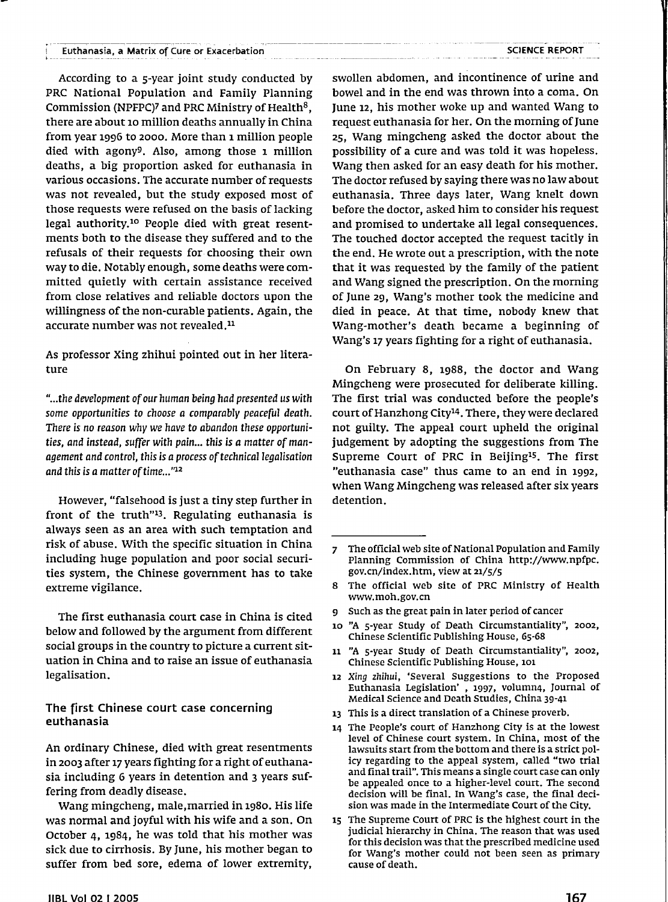According to a 5-year joint study conducted by PRC National Population and Family Planning Commission (NPFPC)[7] and PRC Ministry of Health[8], there are about 10 million deaths annually in China from year 1996 to 2000. More than 1 million people died with agony[9]. Also, among those 1 million deaths, a big proportion asked for euthanasia in various occasions. The accurate number of requests was not revealed, but the study exposed most of those requests were refused on the basis of lacking legal authority.[10] People died with great resentments both to the disease they suffered and to the refusals of their requests for choosing their own way to die. Notably enough, some deaths were committed quietly with certain assistance received from close relatives and reliable doctors upon the willingness of the non-curable patients. Again, the accurate number was not revealed.[11]

As professor Xing zhihui pointed out in her literature

*"...the development of our human being had presented us with some opportunities to choose a comparably peaceful death. There is no reason why we have to abandon these opportunities, and instead, suffer with pain... this is a matter of management and control, this is a process of technical legalisation and this is a matter of time..."*[12]

However, "falsehood is just a tiny step further in front of the truth"[13]. Regulating euthanasia is always seen as an area with such temptation and risk of abuse. With the specific situation in China including huge population and poor social securities system, the Chinese government has to take extreme vigilance.

The first euthanasia court case in China is cited below and followed by the argument from different social groups in the country to picture a current situation in China and to raise an issue of euthanasia legalisation.

## The first Chinese court case concerning euthanasia

An ordinary Chinese, died with great resentments in 2003 after 17 years fighting for a right of euthanasia including 6 years in detention and 3 years suffering from deadly disease.

Wang mingcheng, male, married in 1980. His life was normal and joyful with his wife and a son. On October 4, 1984, he was told that his mother was sick due to cirrhosis. By June, his mother began to suffer from bed sore, edema of lower extremity, swollen abdomen, and incontinence of urine and bowel and in the end was thrown into a coma. On June 12, his mother woke up and wanted Wang to request euthanasia for her. On the morning of June 25, Wang mingcheng asked the doctor about the possibility of a cure and was told it was hopeless. Wang then asked for an easy death for his mother. The doctor refused by saying there was no law about euthanasia. Three days later, Wang knelt down before the doctor, asked him to consider his request and promised to undertake all legal consequences. The touched doctor accepted the request tacitly in the end. He wrote out a prescription, with the note that it was requested by the family of the patient and Wang signed the prescription. On the morning of June 29, Wang's mother took the medicine and died in peace. At that time, nobody knew that Wang-mother's death became a beginning of Wang's 17 years fighting for a right of euthanasia.

On February 8, 1988, the doctor and Wang Mingcheng were prosecuted for deliberate killing. The first trial was conducted before the people's court of Hanzhong City[14]. There, they were declared not guilty. The appeal court upheld the original judgement by adopting the suggestions from The Supreme Court of PRC in Beijing[15]. The first "euthanasia case" thus came to an end in 1992, when Wang Mingcheng was released after six years detention.

---

7 The official web site of National Population and Family Planning Commission of China http://www.npfpc.gov.cn/index.htm, view at 21/5/5

8 The official web site of PRC Ministry of Health www.moh.gov.cn

9 Such as the great pain in later period of cancer

10 "A 5-year Study of Death Circumstantiality", 2002, Chinese Scientific Publishing House, 65-68

11 "A 5-year Study of Death Circumstantiality", 2002, Chinese Scientific Publishing House, 101

12 *Xing zhihui*, 'Several Suggestions to the Proposed Euthanasia Legislation', 1997, volumn4, Journal of Medical Science and Death Studies, China 39-41

13 This is a direct translation of a Chinese proverb.

14 The People's court of Hanzhong City is at the lowest level of Chinese court system. In China, most of the lawsuits start from the bottom and there is a strict policy regarding to the appeal system, called "two trial and final trail". This means a single court case can only be appealed once to a higher-level court. The second decision will be final. In Wang's case, the final decision was made in the Intermediate Court of the City.

15 The Supreme Court of PRC is the highest court in the judicial hierarchy in China. The reason that was used for this decision was that the prescribed medicine used for Wang's mother could not been seen as primary cause of death.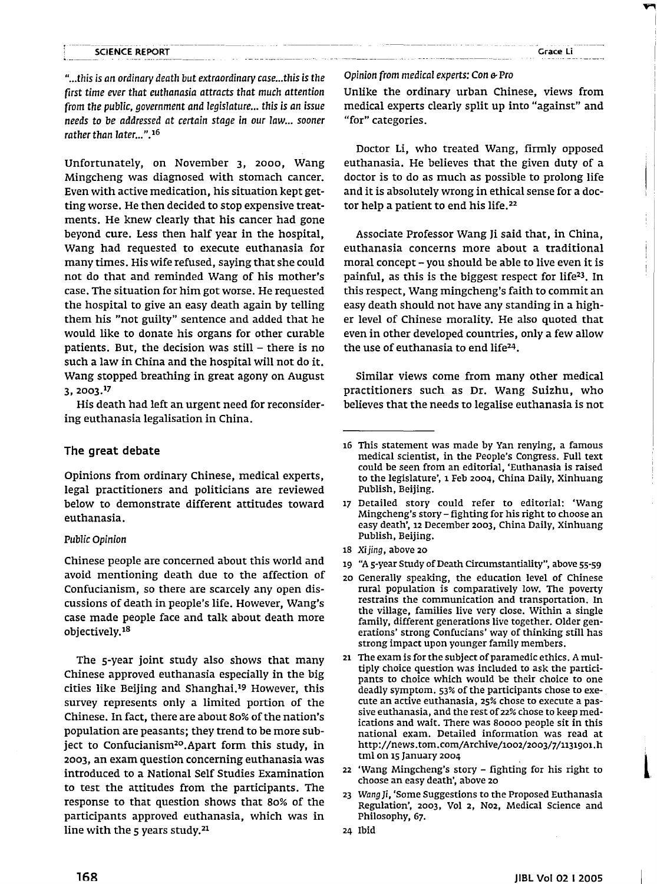*"...this is an ordinary death but extraordinary case...this is the first time ever that euthanasia attracts that much attention from the public, government and legislature... this is an issue needs to be addressed at certain stage in our law... sooner rather than later...".*[16]

Unfortunately, on November 3, 2000, Wang Mingcheng was diagnosed with stomach cancer. Even with active medication, his situation kept getting worse. He then decided to stop expensive treatments. He knew clearly that his cancer had gone beyond cure. Less then half year in the hospital, Wang had requested to execute euthanasia for many times. His wife refused, saying that she could not do that and reminded Wang of his mother's case. The situation for him got worse. He requested the hospital to give an easy death again by telling them his "not guilty" sentence and added that he would like to donate his organs for other curable patients. But, the decision was still – there is no such a law in China and the hospital will not do it. Wang stopped breathing in great agony on August 3, 2003.[17]

His death had left an urgent need for reconsidering euthanasia legalisation in China.

## The great debate

Opinions from ordinary Chinese, medical experts, legal practitioners and politicians are reviewed below to demonstrate different attitudes toward euthanasia.

### *Public Opinion*

Chinese people are concerned about this world and avoid mentioning death due to the affection of Confucianism, so there are scarcely any open discussions of death in people's life. However, Wang's case made people face and talk about death more objectively.[18]

The 5-year joint study also shows that many Chinese approved euthanasia especially in the big cities like Beijing and Shanghai.[19] However, this survey represents only a limited portion of the Chinese. In fact, there are about 80% of the nation's population are peasants; they trend to be more subject to Confucianism[20].Apart form this study, in 2003, an exam question concerning euthanasia was introduced to a National Self Studies Examination to test the attitudes from the participants. The response to that question shows that 80% of the participants approved euthanasia, which was in line with the 5 years study.[21]

### *Opinion from medical experts: Con & Pro*

Unlike the ordinary urban Chinese, views from medical experts clearly split up into "against" and "for" categories.

Doctor Li, who treated Wang, firmly opposed euthanasia. He believes that the given duty of a doctor is to do as much as possible to prolong life and it is absolutely wrong in ethical sense for a doctor help a patient to end his life.[22]

Associate Professor Wang Ji said that, in China, euthanasia concerns more about a traditional moral concept – you should be able to live even it is painful, as this is the biggest respect for life[23]. In this respect, Wang mingcheng's faith to commit an easy death should not have any standing in a higher level of Chinese morality. He also quoted that even in other developed countries, only a few allow the use of euthanasia to end life[24].

Similar views come from many other medical practitioners such as Dr. Wang Suizhu, who believes that the needs to legalise euthanasia is not

---

16 This statement was made by Yan renying, a famous medical scientist, in the People's Congress. Full text could be seen from an editorial, 'Euthanasia is raised to the legislature', 1 Feb 2004, China Daily, Xinhuang Publish, Beijing.

17 Detailed story could refer to editorial: 'Wang Mingcheng's story – fighting for his right to choose an easy death', 12 December 2003, China Daily, Xinhuang Publish, Beijing.

18 *Xi jing*, above 20

19 "A 5-year Study of Death Circumstantiality", above 55-59

20 Generally speaking, the education level of Chinese rural population is comparatively low. The poverty restrains the communication and transportation. In the village, families live very close. Within a single family, different generations live together. Older generations' strong Confucians' way of thinking still has strong impact upon younger family members.

21 The exam is for the subject of paramedic ethics. A multiply choice question was included to ask the participants to choice which would be their choice to one deadly symptom. 53% of the participants chose to execute an active euthanasia, 25% chose to execute a passive euthanasia, and the rest of 22% chose to keep medications and wait. There was 80000 people sit in this national exam. Detailed information was read at http://news.tom.com/Archive/1002/2003/7/1131901.html on 15 January 2004

22 'Wang Mingcheng's story – fighting for his right to choose an easy death', above 20

23 *Wang Ji*, 'Some Suggestions to the Proposed Euthanasia Regulation', 2003, Vol 2, No2, Medical Science and Philosophy, 67.

24 Ibid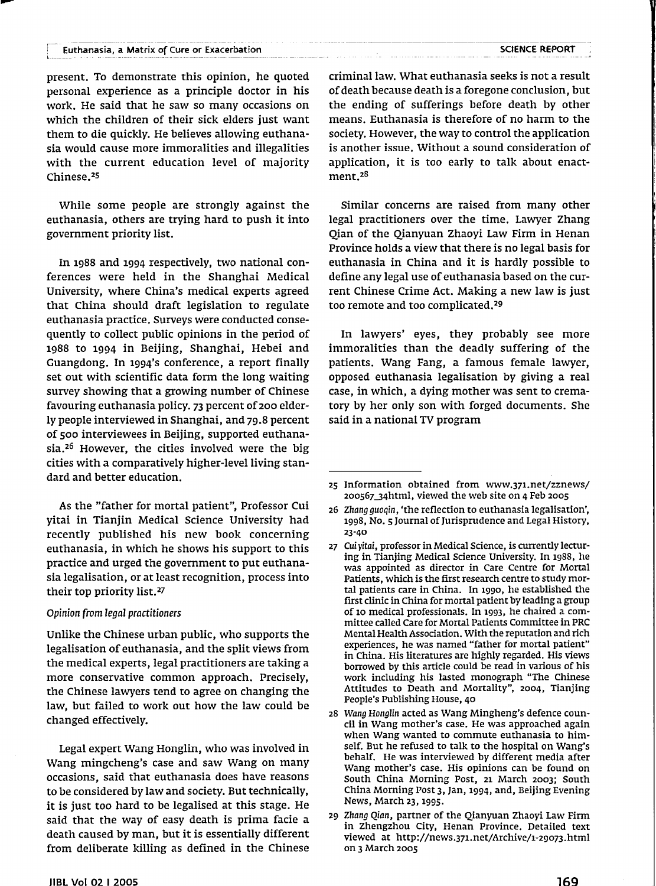present. To demonstrate this opinion, he quoted personal experience as a principle doctor in his work. He said that he saw so many occasions on which the children of their sick elders just want them to die quickly. He believes allowing euthanasia would cause more immoralities and illegalities with the current education level of majority Chinese.[25]

While some people are strongly against the euthanasia, others are trying hard to push it into government priority list.

In 1988 and 1994 respectively, two national conferences were held in the Shanghai Medical University, where China's medical experts agreed that China should draft legislation to regulate euthanasia practice. Surveys were conducted consequently to collect public opinions in the period of 1988 to 1994 in Beijing, Shanghai, Hebei and Guangdong. In 1994's conference, a report finally set out with scientific data form the long waiting survey showing that a growing number of Chinese favouring euthanasia policy. 73 percent of 200 elderly people interviewed in Shanghai, and 79.8 percent of 500 interviewees in Beijing, supported euthanasia.[26] However, the cities involved were the big cities with a comparatively higher-level living standard and better education.

As the "father for mortal patient", Professor Cui yitai in Tianjin Medical Science University had recently published his new book concerning euthanasia, in which he shows his support to this practice and urged the government to put euthanasia legalisation, or at least recognition, process into their top priority list.[27]

*Opinion from legal practitioners*

Unlike the Chinese urban public, who supports the legalisation of euthanasia, and the split views from the medical experts, legal practitioners are taking a more conservative common approach. Precisely, the Chinese lawyers tend to agree on changing the law, but failed to work out how the law could be changed effectively.

Legal expert Wang Honglin, who was involved in Wang mingcheng's case and saw Wang on many occasions, said that euthanasia does have reasons to be considered by law and society. But technically, it is just too hard to be legalised at this stage. He said that the way of easy death is prima facie a death caused by man, but it is essentially different from deliberate killing as defined in the Chinese criminal law. What euthanasia seeks is not a result of death because death is a foregone conclusion, but the ending of sufferings before death by other means. Euthanasia is therefore of no harm to the society. However, the way to control the application is another issue. Without a sound consideration of application, it is too early to talk about enactment.[28]

Similar concerns are raised from many other legal practitioners over the time. Lawyer Zhang Qian of the Qianyuan Zhaoyi Law Firm in Henan Province holds a view that there is no legal basis for euthanasia in China and it is hardly possible to define any legal use of euthanasia based on the current Chinese Crime Act. Making a new law is just too remote and too complicated.[29]

In lawyers' eyes, they probably see more immoralities than the deadly suffering of the patients. Wang Fang, a famous female lawyer, opposed euthanasia legalisation by giving a real case, in which, a dying mother was sent to crematory by her only son with forged documents. She said in a national TV program

---

25 Information obtained from www.371.net/zznews/200567_34html, viewed the web site on 4 Feb 2005

26 *Zhang guoqin*, 'the reflection to euthanasia legalisation', 1998, No. 5 Journal of Jurisprudence and Legal History, 23-40

27 *Cui yitai*, professor in Medical Science, is currently lecturing in Tianjing Medical Science University. In 1988, he was appointed as director in Care Centre for Mortal Patients, which is the first research centre to study mortal patients care in China. In 1990, he established the first clinic in China for mortal patient by leading a group of 10 medical professionals. In 1993, he chaired a committee called Care for Mortal Patients Committee in PRC Mental Health Association. With the reputation and rich experiences, he was named "father for mortal patient" in China. His literatures are highly regarded. His views borrowed by this article could be read in various of his work including his lasted monograph "The Chinese Attitudes to Death and Mortality", 2004, Tianjing People's Publishing House, 40

28 *Wang Honglin* acted as Wang Mingheng's defence council in Wang mother's case. He was approached again when Wang wanted to commute euthanasia to himself. But he refused to talk to the hospital on Wang's behalf. He was interviewed by different media after Wang mother's case. His opinions can be found on South China Morning Post, 21 March 2003; South China Morning Post 3, Jan, 1994, and, Beijing Evening News, March 23, 1995.

29 *Zhang Qian*, partner of the Qianyuan Zhaoyi Law Firm in Zhengzhou City, Henan Province. Detailed text viewed at http://news.371.net/Archive/1-29073.html on 3 March 2005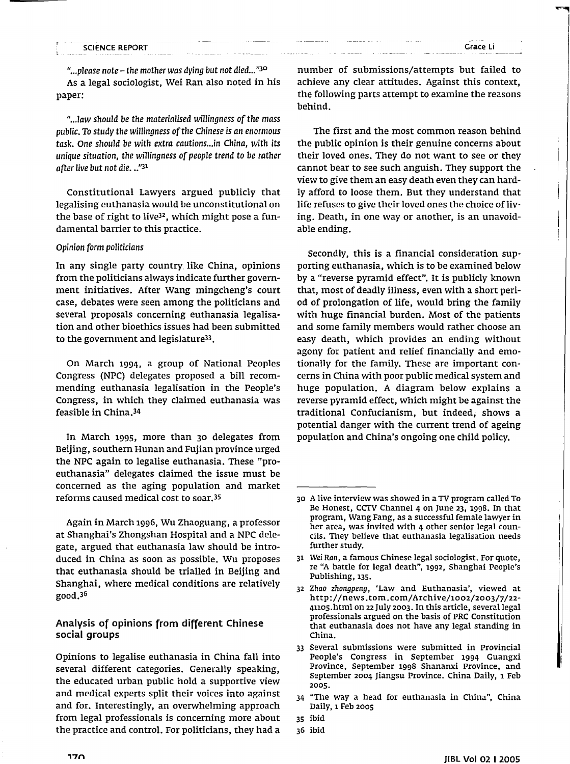"...please note – the mother was dying but not died..."[30]

As a legal sociologist, Wei Ran also noted in his paper:

> *"...law should be the materialised willingness of the mass public. To study the willingness of the Chinese is an enormous task. One should be with extra cautions...in China, with its unique situation, the willingness of people trend to be rather after live but not die. .."*[31]

Constitutional Lawyers argued publicly that legalising euthanasia would be unconstitutional on the base of right to live[32], which might pose a fundamental barrier to this practice.

*Opinion form politicians*

In any single party country like China, opinions from the politicians always indicate further government initiatives. After Wang mingcheng's court case, debates were seen among the politicians and several proposals concerning euthanasia legalisation and other bioethics issues had been submitted to the government and legislature[33].

On March 1994, a group of National Peoples Congress (NPC) delegates proposed a bill recommending euthanasia legalisation in the People's Congress, in which they claimed euthanasia was feasible in China.[34]

In March 1995, more than 30 delegates from Beijing, southern Hunan and Fujian province urged the NPC again to legalise euthanasia. These "pro-euthanasia" delegates claimed the issue must be concerned as the aging population and market reforms caused medical cost to soar.[35]

Again in March 1996, Wu Zhaoguang, a professor at Shanghai's Zhongshan Hospital and a NPC delegate, argued that euthanasia law should be introduced in China as soon as possible. Wu proposes that euthanasia should be trialled in Beijing and Shanghai, where medical conditions are relatively good.[36]

## Analysis of opinions from different Chinese social groups

Opinions to legalise euthanasia in China fall into several different categories. Generally speaking, the educated urban public hold a supportive view and medical experts split their voices into against and for. Interestingly, an overwhelming approach from legal professionals is concerning more about the practice and control. For politicians, they had a number of submissions/attempts but failed to achieve any clear attitudes. Against this context, the following parts attempt to examine the reasons behind.

The first and the most common reason behind the public opinion is their genuine concerns about their loved ones. They do not want to see or they cannot bear to see such anguish. They support the view to give them an easy death even they can hardly afford to loose them. But they understand that life refuses to give their loved ones the choice of living. Death, in one way or another, is an unavoidable ending.

Secondly, this is a financial consideration supporting euthanasia, which is to be examined below by a "reverse pyramid effect". It is publicly known that, most of deadly illness, even with a short period of prolongation of life, would bring the family with huge financial burden. Most of the patients and some family members would rather choose an easy death, which provides an ending without agony for patient and relief financially and emotionally for the family. These are important concerns in China with poor public medical system and huge population. A diagram below explains a reverse pyramid effect, which might be against the traditional Confucianism, but indeed, shows a potential danger with the current trend of ageing population and China's ongoing one child policy.

---

30 A live interview was showed in a TV program called To Be Honest, CCTV Channel 4 on June 23, 1998. In that program, Wang Fang, as a successful female lawyer in her area, was invited with 4 other senior legal councils. They believe that euthanasia legalisation needs further study.

31 *Wei Ran*, a famous Chinese legal sociologist. For quote, re "A battle for legal death", 1992, Shanghai People's Publishing, 135.

32 *Zhao zhongpeng*, 'Law and Euthanasia', viewed at http://news.tom.com/Archive/1002/2003/7/22-41105.html on 22 July 2003. In this article, several legal professionals argued on the basis of PRC Constitution that euthanasia does not have any legal standing in China.

33 Several submissions were submitted in Provincial People's Congress in September 1994 Guangxi Province, September 1998 Shananxi Province, and September 2004 Jiangsu Province. China Daily, 1 Feb 2005.

34 "The way a head for euthanasia in China", China Daily, 1 Feb 2005

35 ibid

36 ibid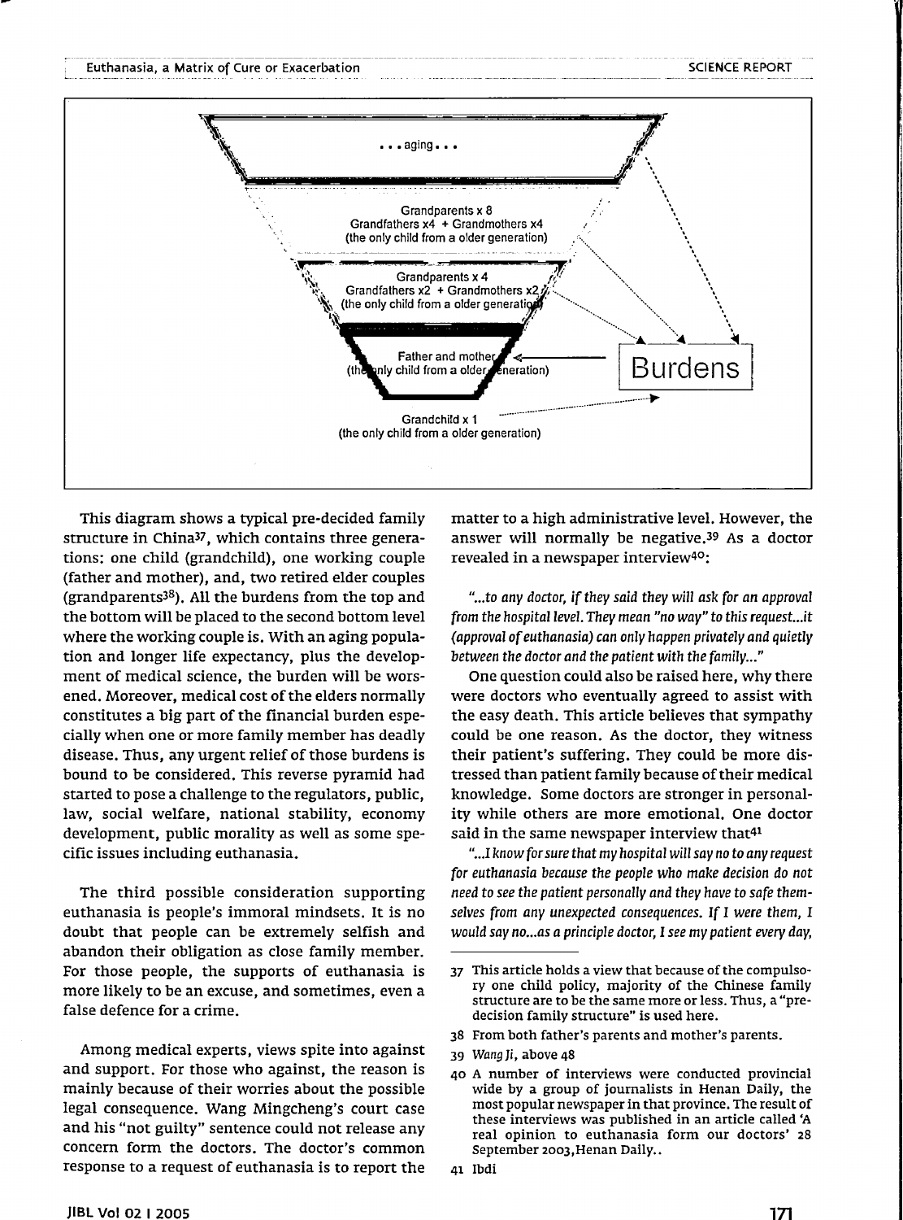...aging...

Grandparents x 8
Grandfathers x4 + Grandmothers x4
(the only child from a older generation)

Grandparents x 4
Grandfathers x2 + Grandmothers x2
(the only child from a older generation)

Father and mother
(the only child from a older generation)

Burdens

Grandchild x 1
(the only child from a older generation)

This diagram shows a typical pre-decided family structure in China[37], which contains three generations: one child (grandchild), one working couple (father and mother), and, two retired elder couples (grandparents[38]). All the burdens from the top and the bottom will be placed to the second bottom level where the working couple is. With an aging population and longer life expectancy, plus the development of medical science, the burden will be worsened. Moreover, medical cost of the elders normally constitutes a big part of the financial burden especially when one or more family member has deadly disease. Thus, any urgent relief of those burdens is bound to be considered. This reverse pyramid had started to pose a challenge to the regulators, public, law, social welfare, national stability, economy development, public morality as well as some specific issues including euthanasia.

The third possible consideration supporting euthanasia is people's immoral mindsets. It is no doubt that people can be extremely selfish and abandon their obligation as close family member. For those people, the supports of euthanasia is more likely to be an excuse, and sometimes, even a false defence for a crime.

Among medical experts, views spite into against and support. For those who against, the reason is mainly because of their worries about the possible legal consequence. Wang Mingcheng's court case and his "not guilty" sentence could not release any concern form the doctors. The doctor's common response to a request of euthanasia is to report the matter to a high administrative level. However, the answer will normally be negative.[39] As a doctor revealed in a newspaper interview[40]:

*"...to any doctor, if they said they will ask for an approval from the hospital level. They mean "no way" to this request...it (approval of euthanasia) can only happen privately and quietly between the doctor and the patient with the family..."*

One question could also be raised here, why there were doctors who eventually agreed to assist with the easy death. This article believes that sympathy could be one reason. As the doctor, they witness their patient's suffering. They could be more distressed than patient family because of their medical knowledge. Some doctors are stronger in personality while others are more emotional. One doctor said in the same newspaper interview that[41]

*"...I know for sure that my hospital will say no to any request for euthanasia because the people who make decision do not need to see the patient personally and they have to safe themselves from any unexpected consequences. If I were them, I would say no...as a principle doctor, I see my patient every day,*

---

37 This article holds a view that because of the compulsory one child policy, majority of the Chinese family structure are to be the same more or less. Thus, a "pre-decision family structure" is used here.

38 From both father's parents and mother's parents.

39 *Wang Ji*, above 48

40 A number of interviews were conducted provincial wide by a group of journalists in Henan Daily, the most popular newspaper in that province. The result of these interviews was published in an article called 'A real opinion to euthanasia form our doctors' 28 September 2003,Henan Daily..

41 Ibdi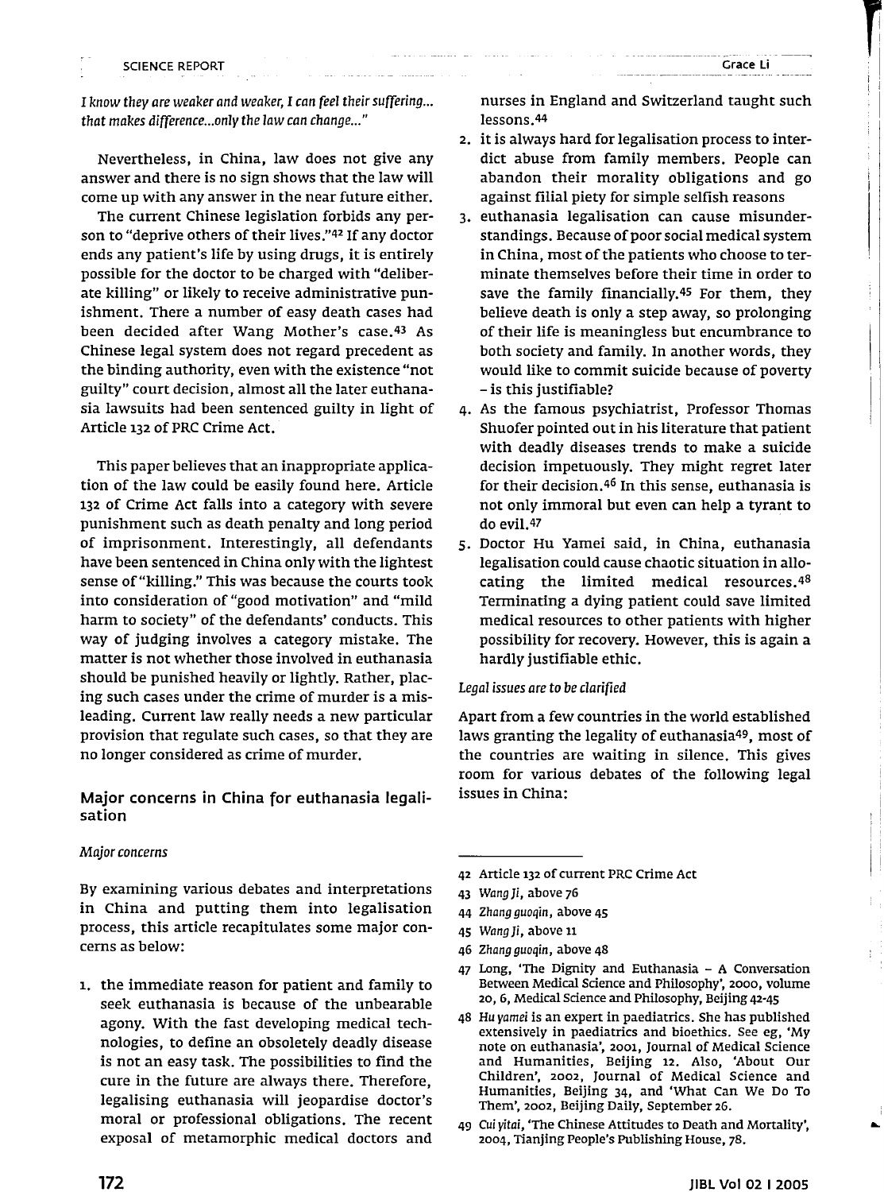*I know they are weaker and weaker, I can feel their suffering... that makes difference...only the law can change..."*

Nevertheless, in China, law does not give any answer and there is no sign shows that the law will come up with any answer in the near future either.

The current Chinese legislation forbids any person to "deprive others of their lives."[42] If any doctor ends any patient's life by using drugs, it is entirely possible for the doctor to be charged with "deliberate killing" or likely to receive administrative punishment. There a number of easy death cases had been decided after Wang Mother's case.[43] As Chinese legal system does not regard precedent as the binding authority, even with the existence "not guilty" court decision, almost all the later euthanasia lawsuits had been sentenced guilty in light of Article 132 of PRC Crime Act.

This paper believes that an inappropriate application of the law could be easily found here. Article 132 of Crime Act falls into a category with severe punishment such as death penalty and long period of imprisonment. Interestingly, all defendants have been sentenced in China only with the lightest sense of "killing." This was because the courts took into consideration of "good motivation" and "mild harm to society" of the defendants' conducts. This way of judging involves a category mistake. The matter is not whether those involved in euthanasia should be punished heavily or lightly. Rather, placing such cases under the crime of murder is a misleading. Current law really needs a new particular provision that regulate such cases, so that they are no longer considered as crime of murder.

## Major concerns in China for euthanasia legalisation

### *Major concerns*

By examining various debates and interpretations in China and putting them into legalisation process, this article recapitulates some major concerns as below:

1. the immediate reason for patient and family to seek euthanasia is because of the unbearable agony. With the fast developing medical technologies, to define an obsoletely deadly disease is not an easy task. The possibilities to find the cure in the future are always there. Therefore, legalising euthanasia will jeopardise doctor's moral or professional obligations. The recent exposal of metamorphic medical doctors and nurses in England and Switzerland taught such lessons.[44]
2. it is always hard for legalisation process to interdict abuse from family members. People can abandon their morality obligations and go against filial piety for simple selfish reasons
3. euthanasia legalisation can cause misunderstandings. Because of poor social medical system in China, most of the patients who choose to terminate themselves before their time in order to save the family financially.[45] For them, they believe death is only a step away, so prolonging of their life is meaningless but encumbrance to both society and family. In another words, they would like to commit suicide because of poverty – is this justifiable?
4. As the famous psychiatrist, Professor Thomas Shuofer pointed out in his literature that patient with deadly diseases trends to make a suicide decision impetuously. They might regret later for their decision.[46] In this sense, euthanasia is not only immoral but even can help a tyrant to do evil.[47]
5. Doctor Hu Yamei said, in China, euthanasia legalisation could cause chaotic situation in allocating the limited medical resources.[48] Terminating a dying patient could save limited medical resources to other patients with higher possibility for recovery. However, this is again a hardly justifiable ethic.

### *Legal issues are to be clarified*

Apart from a few countries in the world established laws granting the legality of euthanasia[49], most of the countries are waiting in silence. This gives room for various debates of the following legal issues in China:

---

42 Article 132 of current PRC Crime Act

43 *Wang Ji*, above 76

44 *Zhang guoqin*, above 45

45 *Wang Ji*, above 11

46 *Zhang guoqin*, above 48

47 Long, 'The Dignity and Euthanasia – A Conversation Between Medical Science and Philosophy', 2000, volume 20, 6, Medical Science and Philosophy, Beijing 42-45

48 *Hu yamei* is an expert in paediatrics. She has published extensively in paediatrics and bioethics. See eg, 'My note on euthanasia', 2001, Journal of Medical Science and Humanities, Beijing 12. Also, 'About Our Children', 2002, Journal of Medical Science and Humanities, Beijing 34, and 'What Can We Do To Them', 2002, Beijing Daily, September 26.

49 *Cui yitai*, 'The Chinese Attitudes to Death and Mortality', 2004, Tianjing People's Publishing House, 78.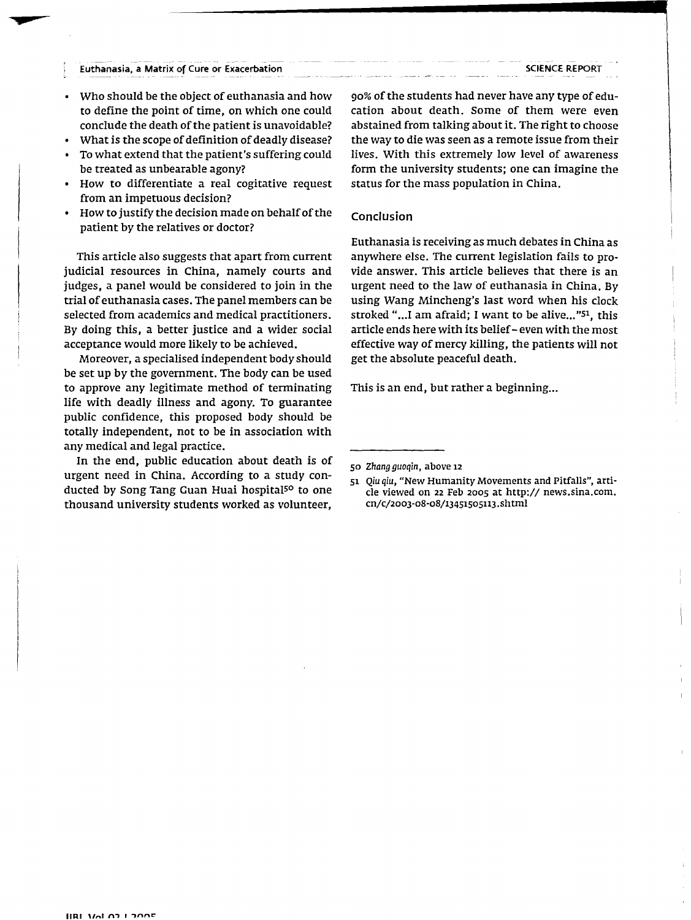- Who should be the object of euthanasia and how to define the point of time, on which one could conclude the death of the patient is unavoidable?
- What is the scope of definition of deadly disease?
- To what extend that the patient's suffering could be treated as unbearable agony?
- How to differentiate a real cogitative request from an impetuous decision?
- How to justify the decision made on behalf of the patient by the relatives or doctor?

This article also suggests that apart from current judicial resources in China, namely courts and judges, a panel would be considered to join in the trial of euthanasia cases. The panel members can be selected from academics and medical practitioners. By doing this, a better justice and a wider social acceptance would more likely to be achieved.

Moreover, a specialised independent body should be set up by the government. The body can be used to approve any legitimate method of terminating life with deadly illness and agony. To guarantee public confidence, this proposed body should be totally independent, not to be in association with any medical and legal practice.

In the end, public education about death is of urgent need in China. According to a study conducted by Song Tang Guan Huai hospital[50] to one thousand university students worked as volunteer, 90% of the students had never have any type of education about death. Some of them were even abstained from talking about it. The right to choose the way to die was seen as a remote issue from their lives. With this extremely low level of awareness form the university students; one can imagine the status for the mass population in China.

## Conclusion

Euthanasia is receiving as much debates in China as anywhere else. The current legislation fails to provide answer. This article believes that there is an urgent need to the law of euthanasia in China. By using Wang Mincheng's last word when his clock stroked "...I am afraid; I want to be alive..."[51], this article ends here with its belief – even with the most effective way of mercy killing, the patients will not get the absolute peaceful death.

This is an end, but rather a beginning...

---

50 *Zhang guoqin*, above 12

51 *Qiu qiu*, "New Humanity Movements and Pitfalls", article viewed on 22 Feb 2005 at http:// news.sina.com.cn/c/2003-08-08/13451505113.shtml